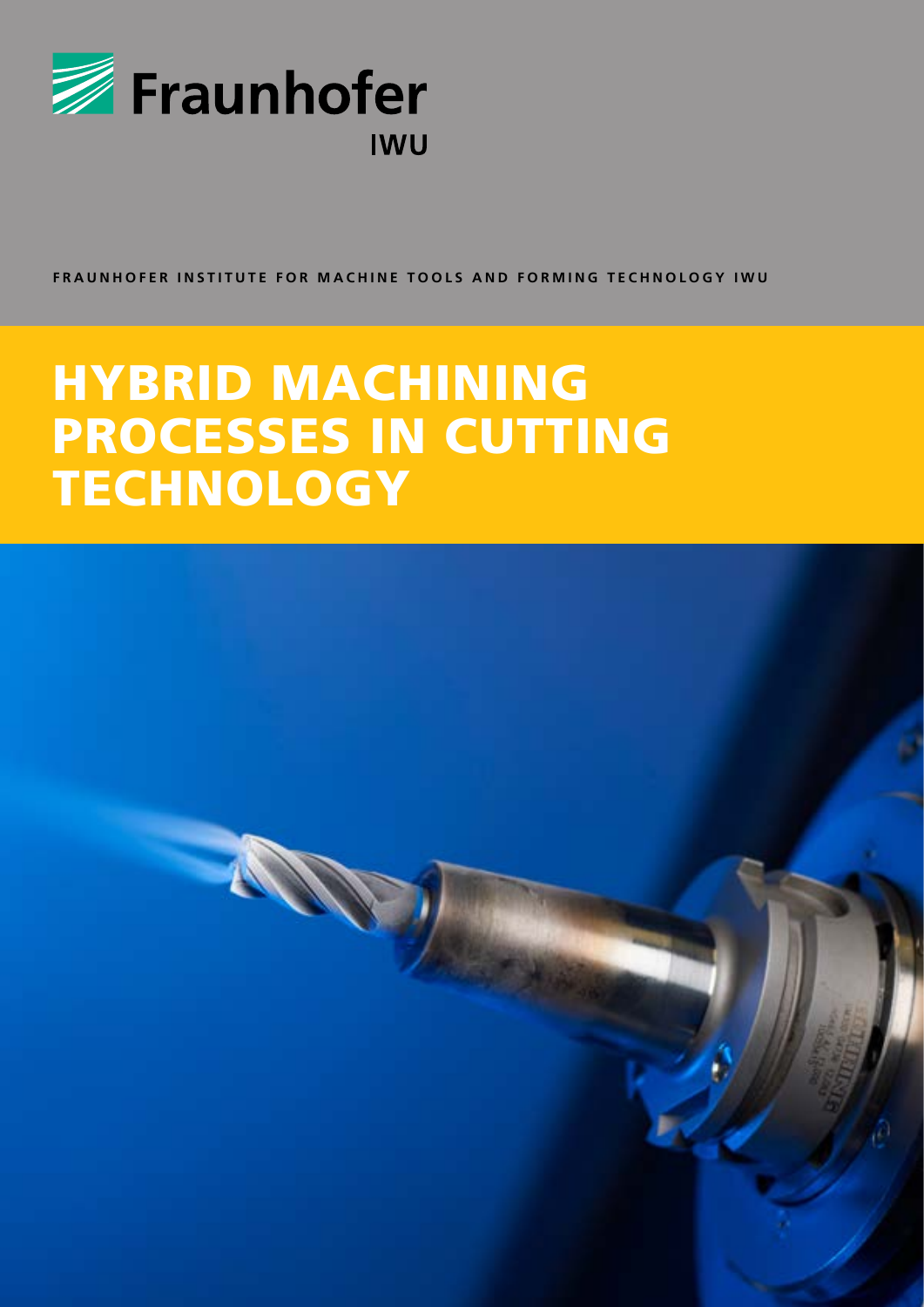Fraunhofer

IWU

**FRAUNHOFER INSTITUTE FOR MACHINE TOOLS AND FORMING TECHNOLOGY IWU**

# HYBRID MACHINING PROCESSES IN CUTTING TECHNOLOGY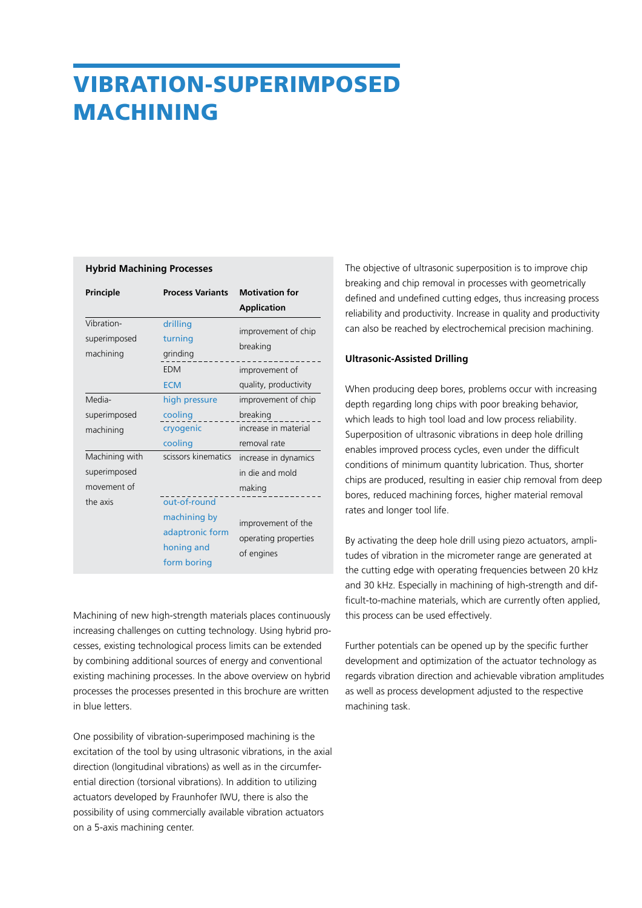# VIBRATION-SUPERIMPOSED MACHINING

**Hybrid Machining Processes**

| Principle | Process Variants | Motivation for Application |
|---|---|---|
| Vibration-superimposed machining | drilling, turning, grinding | improvement of chip breaking |
| | EDM, ECM | improvement of quality, productivity |
| Media-superimposed machining | high pressure cooling | improvement of chip breaking |
| | cryogenic cooling | increase in material removal rate |
| Machining with superimposed movement of the axis | scissors kinematics | increase in dynamics in die and mold making |
| | out-of-round machining by adaptronic form honing and form boring | improvement of the operating properties of engines |

Machining of new high-strength materials places continuously increasing challenges on cutting technology. Using hybrid processes, existing technological process limits can be extended by combining additional sources of energy and conventional existing machining processes. In the above overview on hybrid processes the processes presented in this brochure are written in blue letters.

One possibility of vibration-superimposed machining is the excitation of the tool by using ultrasonic vibrations, in the axial direction (longitudinal vibrations) as well as in the circumferential direction (torsional vibrations). In addition to utilizing actuators developed by Fraunhofer IWU, there is also the possibility of using commercially available vibration actuators on a 5-axis machining center.

The objective of ultrasonic superposition is to improve chip breaking and chip removal in processes with geometrically defined and undefined cutting edges, thus increasing process reliability and productivity. Increase in quality and productivity can also be reached by electrochemical precision machining.

**Ultrasonic-Assisted Drilling**

When producing deep bores, problems occur with increasing depth regarding long chips with poor breaking behavior, which leads to high tool load and low process reliability. Superposition of ultrasonic vibrations in deep hole drilling enables improved process cycles, even under the difficult conditions of minimum quantity lubrication. Thus, shorter chips are produced, resulting in easier chip removal from deep bores, reduced machining forces, higher material removal rates and longer tool life.

By activating the deep hole drill using piezo actuators, amplitudes of vibration in the micrometer range are generated at the cutting edge with operating frequencies between 20 kHz and 30 kHz. Especially in machining of high-strength and difficult-to-machine materials, which are currently often applied, this process can be used effectively.

Further potentials can be opened up by the specific further development and optimization of the actuator technology as regards vibration direction and achievable vibration amplitudes as well as process development adjusted to the respective machining task.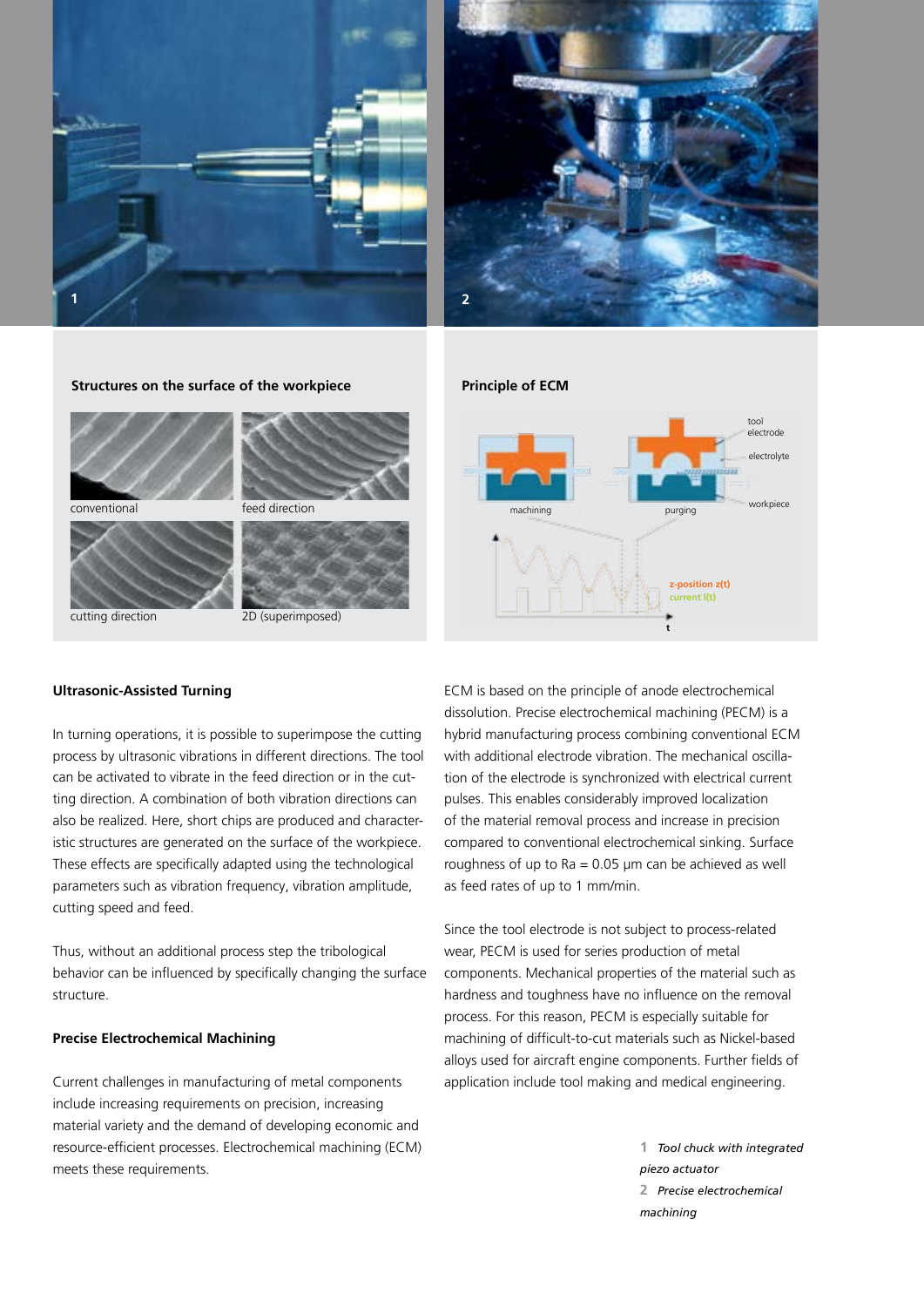## Structures on the surface of the workpiece

conventional

feed direction

cutting direction

2D (superimposed)

## Principle of ECM

tool electrode

electrolyte

workpiece

machining

purging

z-position z(t)

current I(t)

t

### Ultrasonic-Assisted Turning

In turning operations, it is possible to superimpose the cutting process by ultrasonic vibrations in different directions. The tool can be activated to vibrate in the feed direction or in the cutting direction. A combination of both vibration directions can also be realized. Here, short chips are produced and characteristic structures are generated on the surface of the workpiece. These effects are specifically adapted using the technological parameters such as vibration frequency, vibration amplitude, cutting speed and feed.

Thus, without an additional process step the tribological behavior can be influenced by specifically changing the surface structure.

### Precise Electrochemical Machining

Current challenges in manufacturing of metal components include increasing requirements on precision, increasing material variety and the demand of developing economic and resource-efficient processes. Electrochemical machining (ECM) meets these requirements.

ECM is based on the principle of anode electrochemical dissolution. Precise electrochemical machining (PECM) is a hybrid manufacturing process combining conventional ECM with additional electrode vibration. The mechanical oscillation of the electrode is synchronized with electrical current pulses. This enables considerably improved localization of the material removal process and increase in precision compared to conventional electrochemical sinking. Surface roughness of up to Ra = 0.05 µm can be achieved as well as feed rates of up to 1 mm/min.

Since the tool electrode is not subject to process-related wear, PECM is used for series production of metal components. Mechanical properties of the material such as hardness and toughness have no influence on the removal process. For this reason, PECM is especially suitable for machining of difficult-to-cut materials such as Nickel-based alloys used for aircraft engine components. Further fields of application include tool making and medical engineering.

**1** *Tool chuck with integrated piezo actuator*

**2** *Precise electrochemical machining*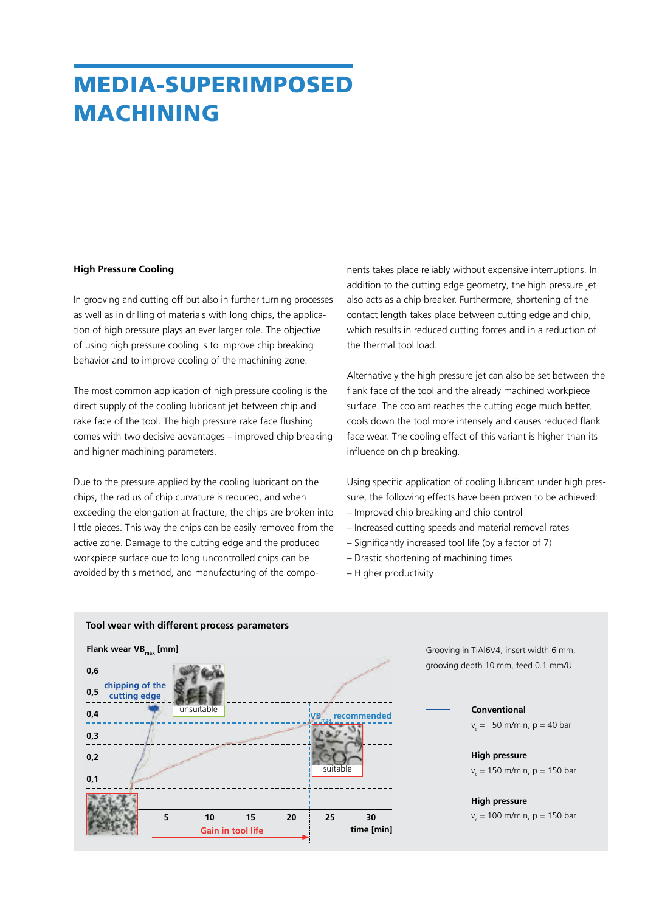# MEDIA-SUPERIMPOSED MACHINING

**High Pressure Cooling**

In grooving and cutting off but also in further turning processes as well as in drilling of materials with long chips, the application of high pressure plays an ever larger role. The objective of using high pressure cooling is to improve chip breaking behavior and to improve cooling of the machining zone.

The most common application of high pressure cooling is the direct supply of the cooling lubricant jet between chip and rake face of the tool. The high pressure rake face flushing comes with two decisive advantages – improved chip breaking and higher machining parameters.

Due to the pressure applied by the cooling lubricant on the chips, the radius of chip curvature is reduced, and when exceeding the elongation at fracture, the chips are broken into little pieces. This way the chips can be easily removed from the active zone. Damage to the cutting edge and the produced workpiece surface due to long uncontrolled chips can be avoided by this method, and manufacturing of the components takes place reliably without expensive interruptions. In addition to the cutting edge geometry, the high pressure jet also acts as a chip breaker. Furthermore, shortening of the contact length takes place between cutting edge and chip, which results in reduced cutting forces and in a reduction of the thermal tool load.

Alternatively the high pressure jet can also be set between the flank face of the tool and the already machined workpiece surface. The coolant reaches the cutting edge much better, cools down the tool more intensely and causes reduced flank face wear. The cooling effect of this variant is higher than its influence on chip breaking.

Using specific application of cooling lubricant under high pressure, the following effects have been proven to be achieved:

- Improved chip breaking and chip control
- Increased cutting speeds and material removal rates
- Significantly increased tool life (by a factor of 7)
- Drastic shortening of machining times
- Higher productivity

**Tool wear with different process parameters**

Flank wear $VB_{max}$ [mm]

0,6 / 0,5 / 0,4 / 0,3 / 0,2 / 0,1

chipping of the cutting edge — unsuitable

$VB_{max}$ recommended — suitable

5 / 10 / 15 / 20 / 25 / 30 — time [min]

Gain in tool life

Grooving in TiAl6V4, insert width 6 mm, grooving depth 10 mm, feed 0.1 mm/U

**Conventional**
$v_c$ = 50 m/min, p = 40 bar

**High pressure**
$v_c$ = 150 m/min, p = 150 bar

**High pressure**
$v_c$ = 100 m/min, p = 150 bar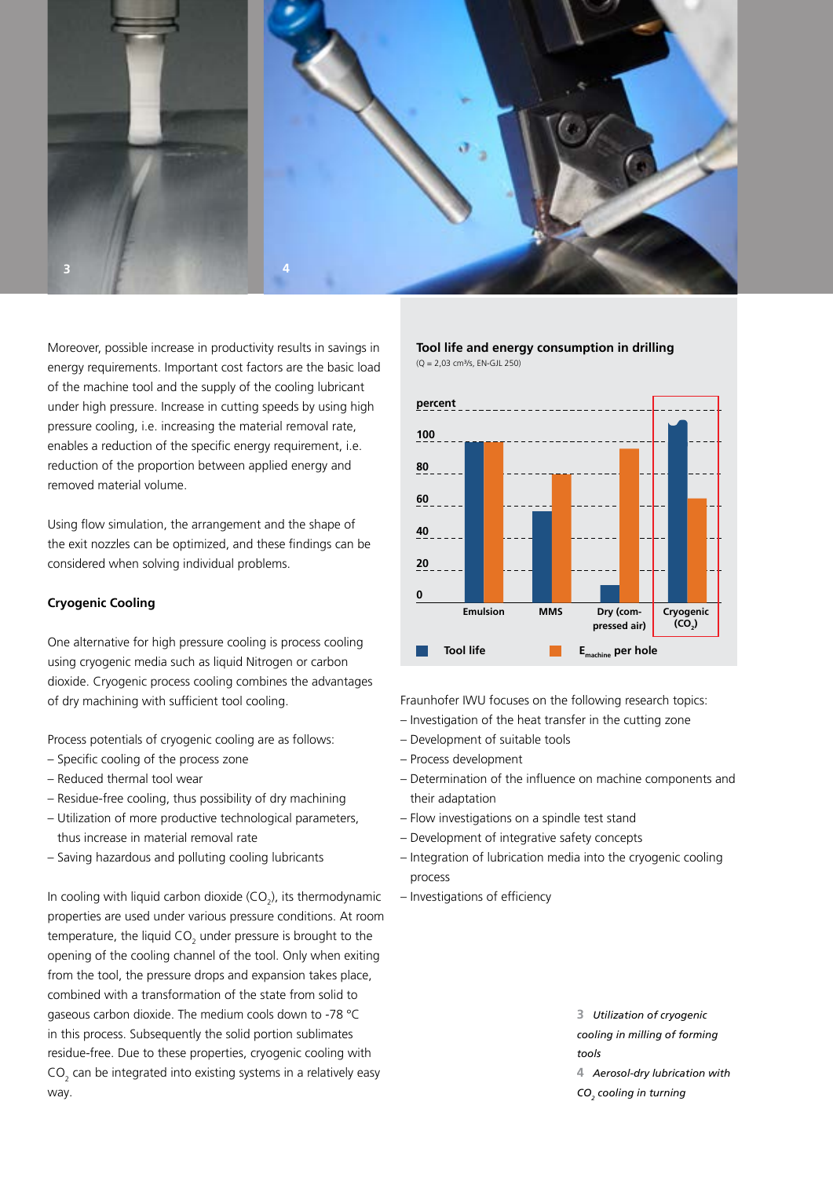Moreover, possible increase in productivity results in savings in energy requirements. Important cost factors are the basic load of the machine tool and the supply of the cooling lubricant under high pressure. Increase in cutting speeds by using high pressure cooling, i.e. increasing the material removal rate, enables a reduction of the specific energy requirement, i.e. reduction of the proportion between applied energy and removed material volume.

Using flow simulation, the arrangement and the shape of the exit nozzles can be optimized, and these findings can be considered when solving individual problems.

### Cryogenic Cooling

One alternative for high pressure cooling is process cooling using cryogenic media such as liquid Nitrogen or carbon dioxide. Cryogenic process cooling combines the advantages of dry machining with sufficient tool cooling.

Process potentials of cryogenic cooling are as follows:

- Specific cooling of the process zone
- Reduced thermal tool wear
- Residue-free cooling, thus possibility of dry machining
- Utilization of more productive technological parameters, thus increase in material removal rate
- Saving hazardous and polluting cooling lubricants

In cooling with liquid carbon dioxide ($CO_2$), its thermodynamic properties are used under various pressure conditions. At room temperature, the liquid $CO_2$ under pressure is brought to the opening of the cooling channel of the tool. Only when exiting from the tool, the pressure drops and expansion takes place, combined with a transformation of the state from solid to gaseous carbon dioxide. The medium cools down to -78 °C in this process. Subsequently the solid portion sublimates residue-free. Due to these properties, cryogenic cooling with $CO_2$ can be integrated into existing systems in a relatively easy way.

**Tool life and energy consumption in drilling**
(Q = 2,03 cm³/s, EN-GJL 250)

| percent | Emulsion | MMS | Dry (compressed air) | Cryogenic ($CO_2$) |
|---|---|---|---|---|
| Tool life | ~100 | ~57 | ~11 | ~114 |
| $E_{machine}$ per hole | ~100 | ~80 | ~96 | ~65 |

Fraunhofer IWU focuses on the following research topics:

- Investigation of the heat transfer in the cutting zone
- Development of suitable tools
- Process development
- Determination of the influence on machine components and their adaptation
- Flow investigations on a spindle test stand
- Development of integrative safety concepts
- Integration of lubrication media into the cryogenic cooling process
- Investigations of efficiency

*3 Utilization of cryogenic cooling in milling of forming tools*

*4 Aerosol-dry lubrication with $CO_2$ cooling in turning*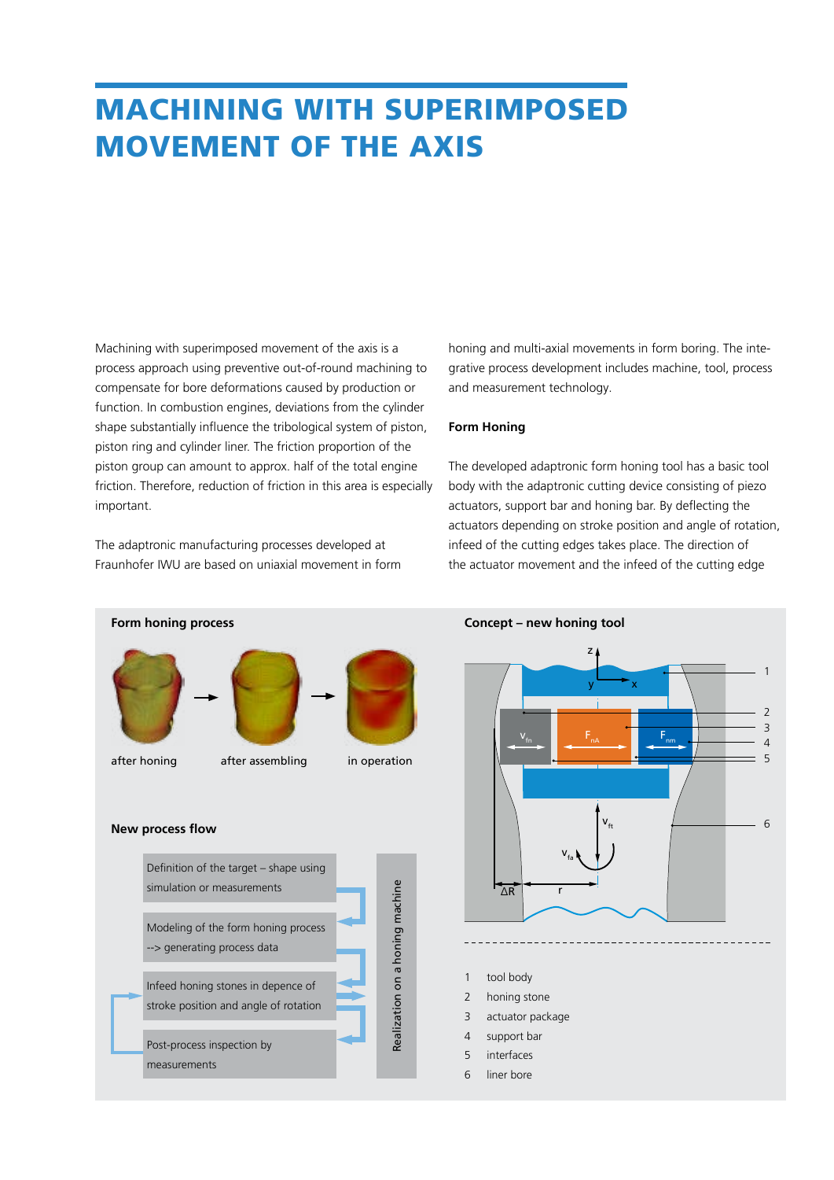# MACHINING WITH SUPERIMPOSED MOVEMENT OF THE AXIS

Machining with superimposed movement of the axis is a process approach using preventive out-of-round machining to compensate for bore deformations caused by production or function. In combustion engines, deviations from the cylinder shape substantially influence the tribological system of piston, piston ring and cylinder liner. The friction proportion of the piston group can amount to approx. half of the total engine friction. Therefore, reduction of friction in this area is especially important.

The adaptronic manufacturing processes developed at Fraunhofer IWU are based on uniaxial movement in form honing and multi-axial movements in form boring. The integrative process development includes machine, tool, process and measurement technology.

**Form Honing**

The developed adaptronic form honing tool has a basic tool body with the adaptronic cutting device consisting of piezo actuators, support bar and honing bar. By deflecting the actuators depending on stroke position and angle of rotation, infeed of the cutting edges takes place. The direction of the actuator movement and the infeed of the cutting edge

**Form honing process**

after honing → after assembling → in operation

**New process flow**

- Definition of the target – shape using simulation or measurements
- Modeling of the form honing process --> generating process data
- Infeed honing stones in depence of stroke position and angle of rotation
- Post-process inspection by measurements

Realization on a honing machine

**Concept – new honing tool**

1. tool body
2. honing stone
3. actuator package
4. support bar
5. interfaces
6. liner bore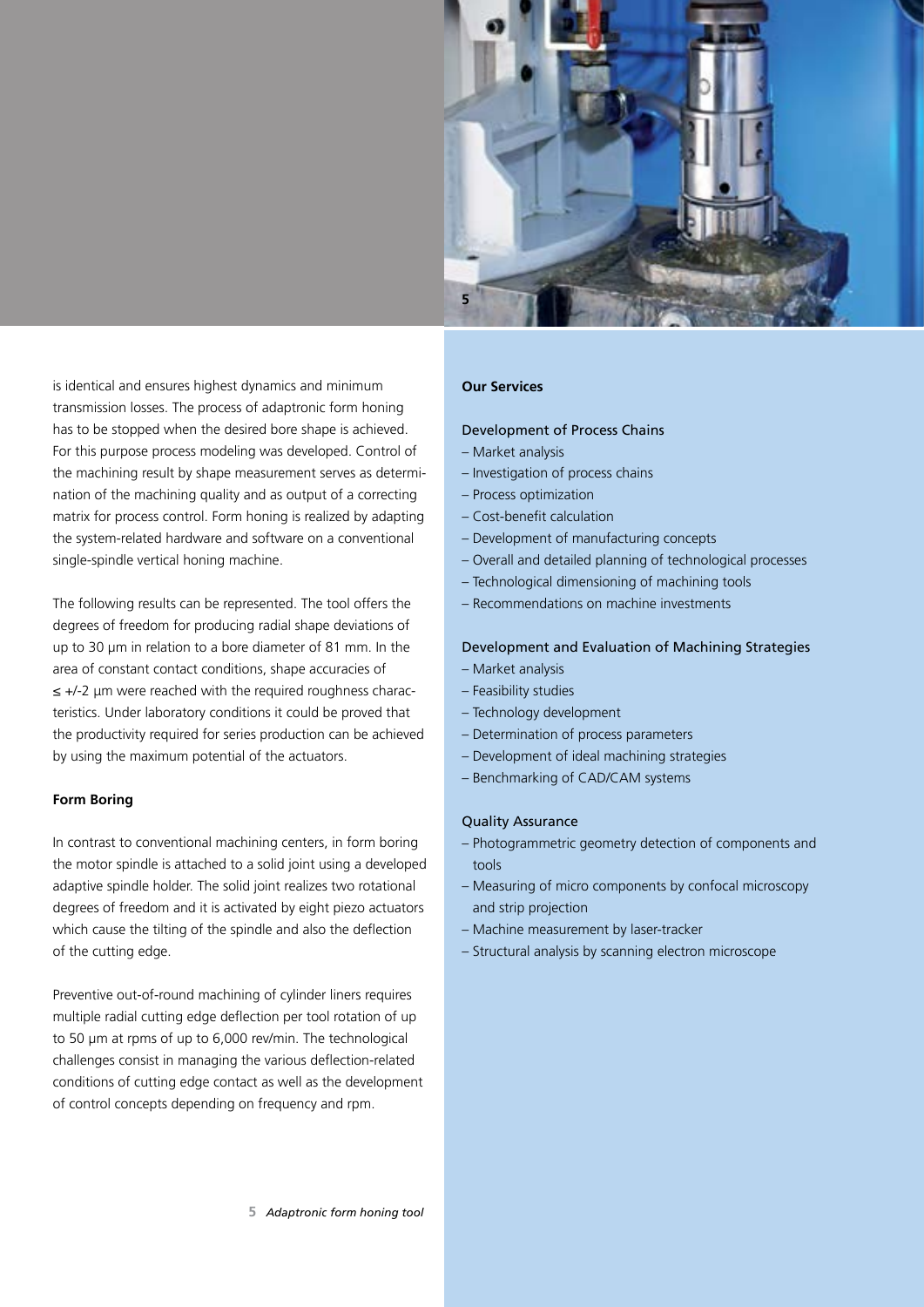is identical and ensures highest dynamics and minimum transmission losses. The process of adaptronic form honing has to be stopped when the desired bore shape is achieved. For this purpose process modeling was developed. Control of the machining result by shape measurement serves as determination of the machining quality and as output of a correcting matrix for process control. Form honing is realized by adapting the system-related hardware and software on a conventional single-spindle vertical honing machine.

The following results can be represented. The tool offers the degrees of freedom for producing radial shape deviations of up to 30 µm in relation to a bore diameter of 81 mm. In the area of constant contact conditions, shape accuracies of ≤ +/-2 µm were reached with the required roughness characteristics. Under laboratory conditions it could be proved that the productivity required for series production can be achieved by using the maximum potential of the actuators.

**Form Boring**

In contrast to conventional machining centers, in form boring the motor spindle is attached to a solid joint using a developed adaptive spindle holder. The solid joint realizes two rotational degrees of freedom and it is activated by eight piezo actuators which cause the tilting of the spindle and also the deflection of the cutting edge.

Preventive out-of-round machining of cylinder liners requires multiple radial cutting edge deflection per tool rotation of up to 50 µm at rpms of up to 6,000 rev/min. The technological challenges consist in managing the various deflection-related conditions of cutting edge contact as well as the development of control concepts depending on frequency and rpm.

**5** *Adaptronic form honing tool*

**Our Services**

Development of Process Chains

- Market analysis
- Investigation of process chains
- Process optimization
- Cost-benefit calculation
- Development of manufacturing concepts
- Overall and detailed planning of technological processes
- Technological dimensioning of machining tools
- Recommendations on machine investments

Development and Evaluation of Machining Strategies

- Market analysis
- Feasibility studies
- Technology development
- Determination of process parameters
- Development of ideal machining strategies
- Benchmarking of CAD/CAM systems

Quality Assurance

- Photogrammetric geometry detection of components and tools
- Measuring of micro components by confocal microscopy and strip projection
- Machine measurement by laser-tracker
- Structural analysis by scanning electron microscope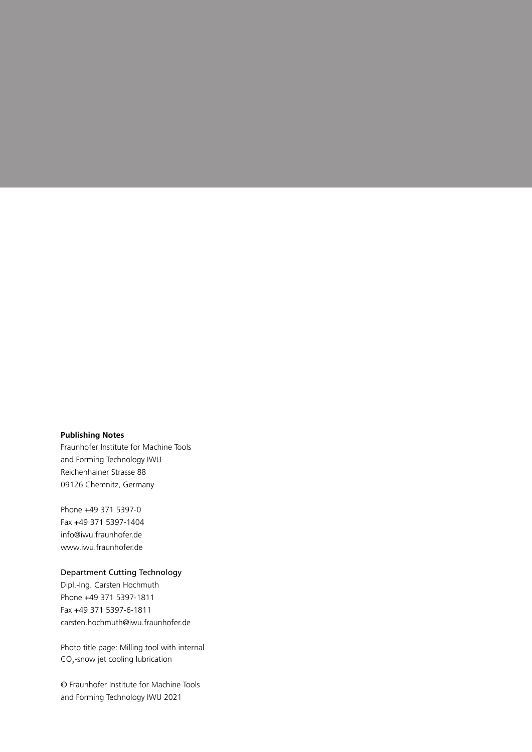**Publishing Notes**

Fraunhofer Institute for Machine Tools
and Forming Technology IWU
Reichenhainer Strasse 88
09126 Chemnitz, Germany

Phone +49 371 5397-0
Fax +49 371 5397-1404
info@iwu.fraunhofer.de
www.iwu.fraunhofer.de

Department Cutting Technology
Dipl.-Ing. Carsten Hochmuth
Phone +49 371 5397-1811
Fax +49 371 5397-6-1811
carsten.hochmuth@iwu.fraunhofer.de

Photo title page: Milling tool with internal $CO_2$-snow jet cooling lubrication

© Fraunhofer Institute for Machine Tools
and Forming Technology IWU 2021